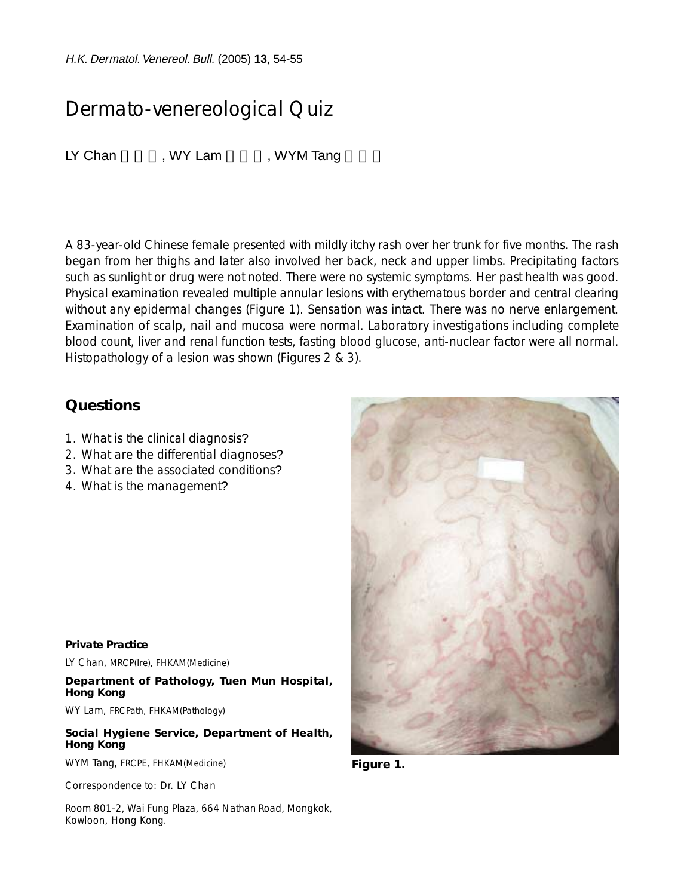# Dermato-venereological Quiz

LY Chan, WY Lam, WYM Tang

A 83-year-old Chinese female presented with mildly itchy rash over her trunk for five months. The rash began from her thighs and later also involved her back, neck and upper limbs. Precipitating factors such as sunlight or drug were not noted. There were no systemic symptoms. Her past health was good. Physical examination revealed multiple annular lesions with erythematous border and central clearing without any epidermal changes (Figure 1). Sensation was intact. There was no nerve enlargement. Examination of scalp, nail and mucosa were normal. Laboratory investigations including complete blood count, liver and renal function tests, fasting blood glucose, anti-nuclear factor were all normal. Histopathology of a lesion was shown (Figures 2 & 3).

## Questions

1. What is the clinical diagnosis?
2. What are the differential diagnoses?
3. What are the associated conditions?
4. What is the management?

**Figure 1.**

**Private Practice**

LY Chan, MRCP(Ire), FHKAM(Medicine)

**Department of Pathology, Tuen Mun Hospital, Hong Kong**

WY Lam, FRCPath, FHKAM(Pathology)

**Social Hygiene Service, Department of Health, Hong Kong**

WYM Tang, FRCPE, FHKAM(Medicine)

Correspondence to: Dr. LY Chan

Room 801-2, Wai Fung Plaza, 664 Nathan Road, Mongkok, Kowloon, Hong Kong.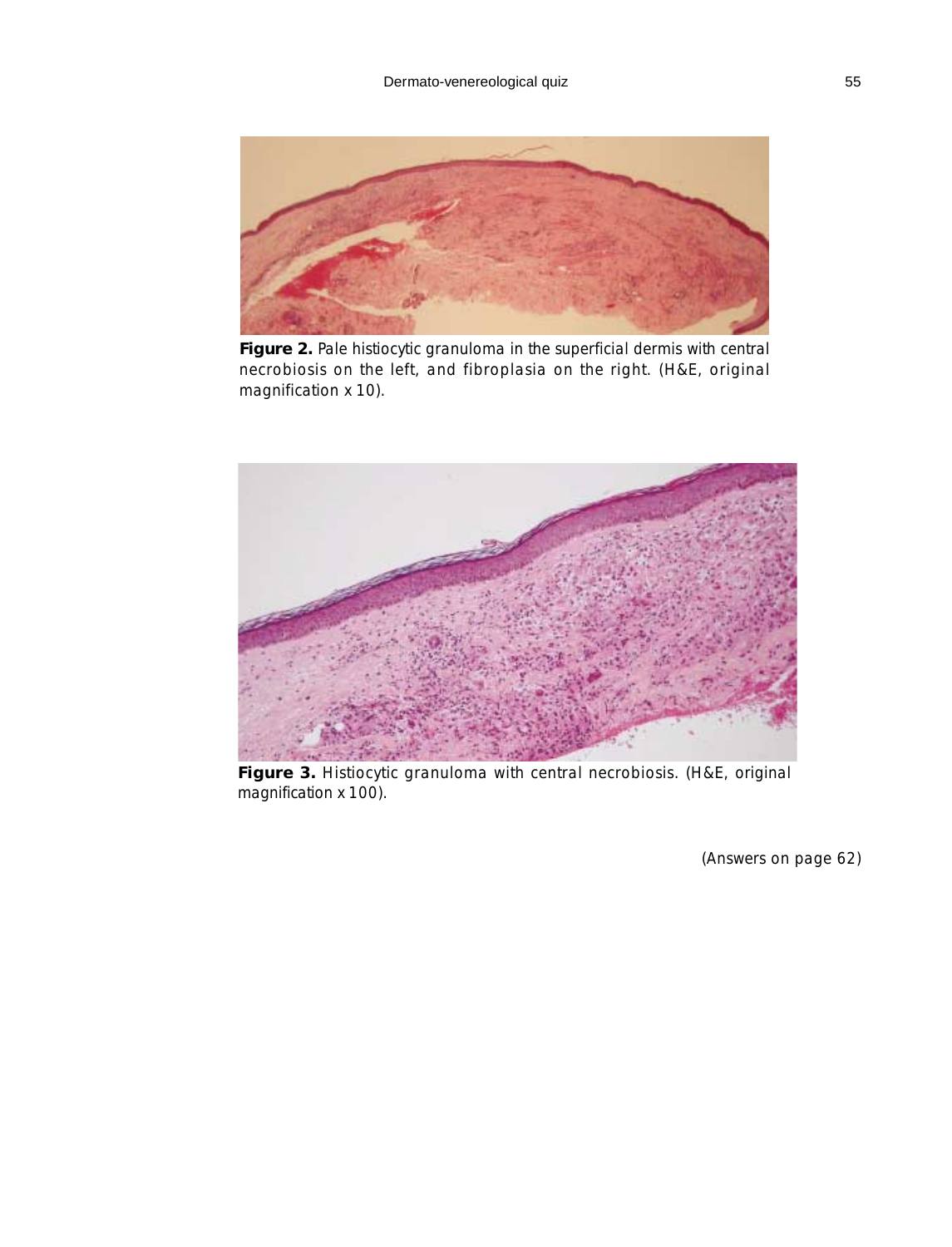**Figure 2.** Pale histiocytic granuloma in the superficial dermis with central necrobiosis on the left, and fibroplasia on the right. (H&E, original magnification x 10).

**Figure 3.** Histiocytic granuloma with central necrobiosis. (H&E, original magnification x 100).

(Answers on page 62)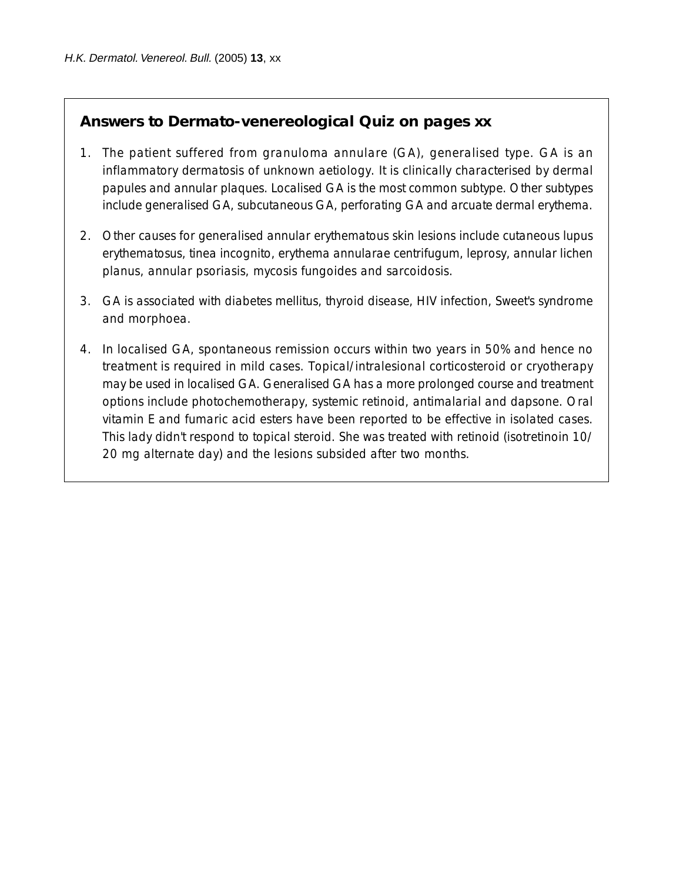## Answers to Dermato-venereological Quiz on pages xx

1. The patient suffered from granuloma annulare (GA), generalised type. GA is an inflammatory dermatosis of unknown aetiology. It is clinically characterised by dermal papules and annular plaques. Localised GA is the most common subtype. Other subtypes include generalised GA, subcutaneous GA, perforating GA and arcuate dermal erythema.

2. Other causes for generalised annular erythematous skin lesions include cutaneous lupus erythematosus, tinea incognito, erythema annularae centrifugum, leprosy, annular lichen planus, annular psoriasis, mycosis fungoides and sarcoidosis.

3. GA is associated with diabetes mellitus, thyroid disease, HIV infection, Sweet's syndrome and morphoea.

4. In localised GA, spontaneous remission occurs within two years in 50% and hence no treatment is required in mild cases. Topical/intralesional corticosteroid or cryotherapy may be used in localised GA. Generalised GA has a more prolonged course and treatment options include photochemotherapy, systemic retinoid, antimalarial and dapsone. Oral vitamin E and fumaric acid esters have been reported to be effective in isolated cases. This lady didn't respond to topical steroid. She was treated with retinoid (isotretinoin 10/ 20 mg alternate day) and the lesions subsided after two months.